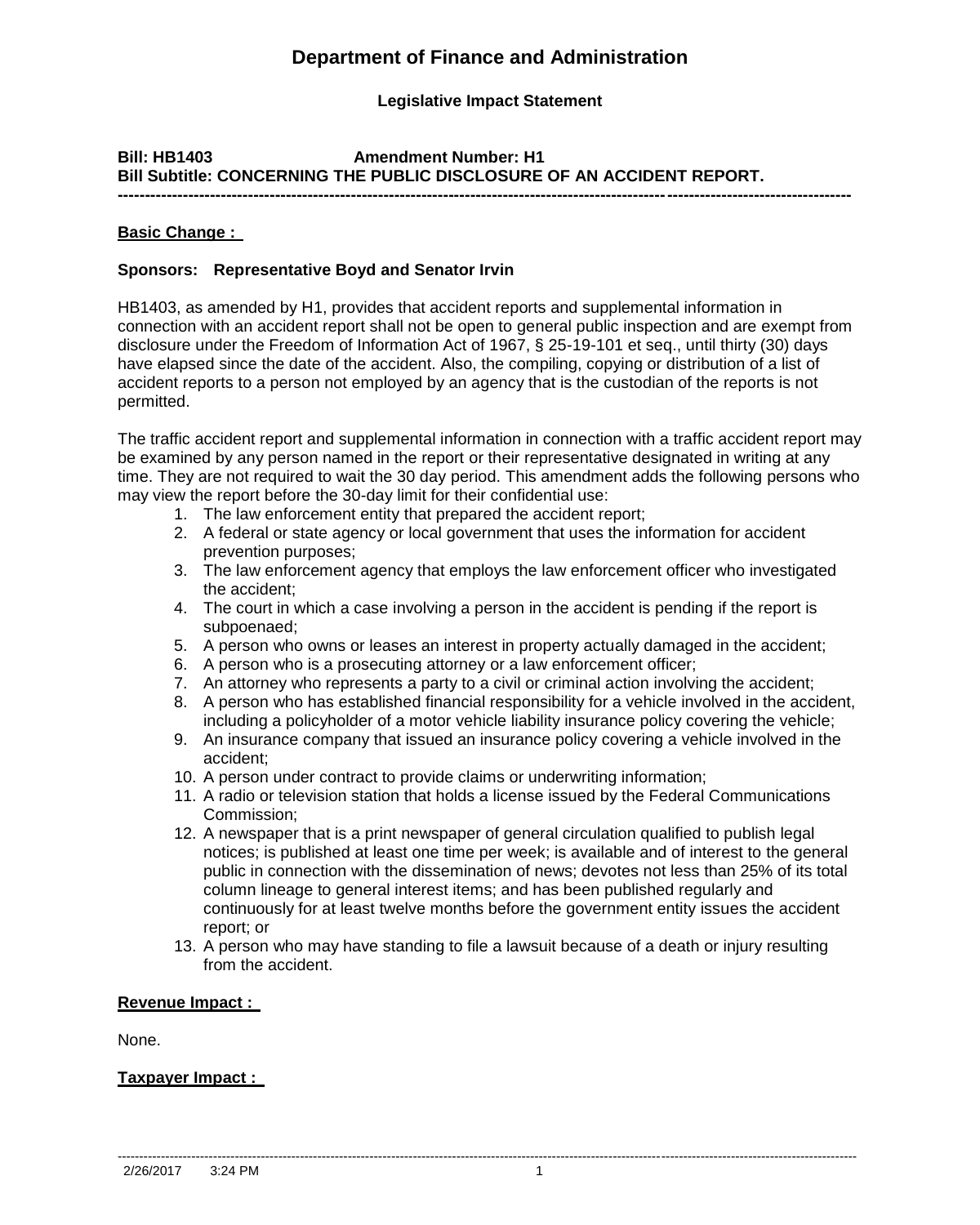# Department of Finance and Administration

**Legislative Impact Statement**

**Bill: HB1403 Amendment Number: H1**
**Bill Subtitle: CONCERNING THE PUBLIC DISCLOSURE OF AN ACCIDENT REPORT.**

---

**Basic Change :**

**Sponsors: Representative Boyd and Senator Irvin**

HB1403, as amended by H1, provides that accident reports and supplemental information in connection with an accident report shall not be open to general public inspection and are exempt from disclosure under the Freedom of Information Act of 1967, § 25-19-101 et seq., until thirty (30) days have elapsed since the date of the accident. Also, the compiling, copying or distribution of a list of accident reports to a person not employed by an agency that is the custodian of the reports is not permitted.

The traffic accident report and supplemental information in connection with a traffic accident report may be examined by any person named in the report or their representative designated in writing at any time. They are not required to wait the 30 day period. This amendment adds the following persons who may view the report before the 30-day limit for their confidential use:

1. The law enforcement entity that prepared the accident report;
2. A federal or state agency or local government that uses the information for accident prevention purposes;
3. The law enforcement agency that employs the law enforcement officer who investigated the accident;
4. The court in which a case involving a person in the accident is pending if the report is subpoenaed;
5. A person who owns or leases an interest in property actually damaged in the accident;
6. A person who is a prosecuting attorney or a law enforcement officer;
7. An attorney who represents a party to a civil or criminal action involving the accident;
8. A person who has established financial responsibility for a vehicle involved in the accident, including a policyholder of a motor vehicle liability insurance policy covering the vehicle;
9. An insurance company that issued an insurance policy covering a vehicle involved in the accident;
10. A person under contract to provide claims or underwriting information;
11. A radio or television station that holds a license issued by the Federal Communications Commission;
12. A newspaper that is a print newspaper of general circulation qualified to publish legal notices; is published at least one time per week; is available and of interest to the general public in connection with the dissemination of news; devotes not less than 25% of its total column lineage to general interest items; and has been published regularly and continuously for at least twelve months before the government entity issues the accident report; or
13. A person who may have standing to file a lawsuit because of a death or injury resulting from the accident.

**Revenue Impact :**

None.

**Taxpayer Impact :**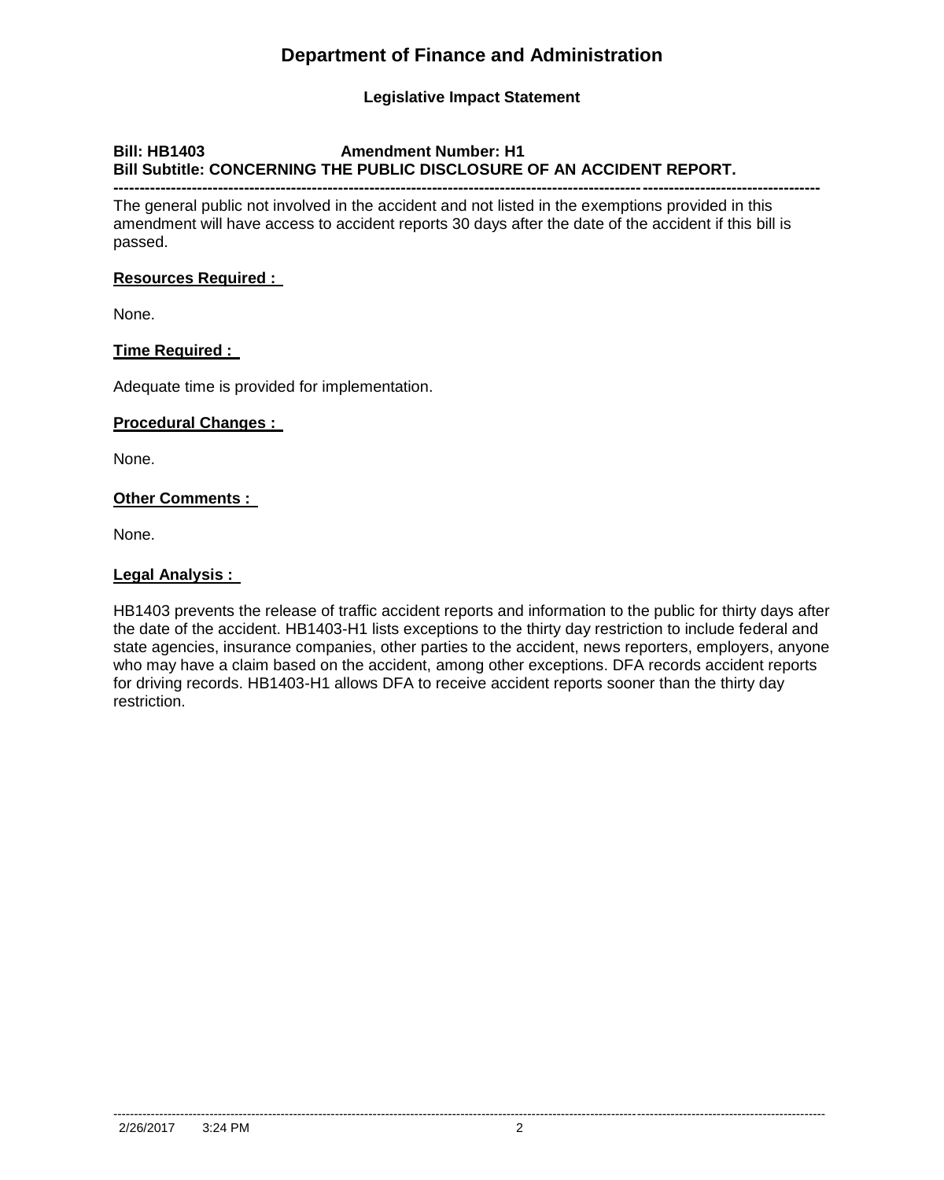# Department of Finance and Administration

## Legislative Impact Statement

**Bill: HB1403 Amendment Number: H1**
**Bill Subtitle: CONCERNING THE PUBLIC DISCLOSURE OF AN ACCIDENT REPORT.**

---

The general public not involved in the accident and not listed in the exemptions provided in this amendment will have access to accident reports 30 days after the date of the accident if this bill is passed.

**Resources Required :**

None.

**Time Required :**

Adequate time is provided for implementation.

**Procedural Changes :**

None.

**Other Comments :**

None.

**Legal Analysis :**

HB1403 prevents the release of traffic accident reports and information to the public for thirty days after the date of the accident. HB1403-H1 lists exceptions to the thirty day restriction to include federal and state agencies, insurance companies, other parties to the accident, news reporters, employers, anyone who may have a claim based on the accident, among other exceptions. DFA records accident reports for driving records. HB1403-H1 allows DFA to receive accident reports sooner than the thirty day restriction.